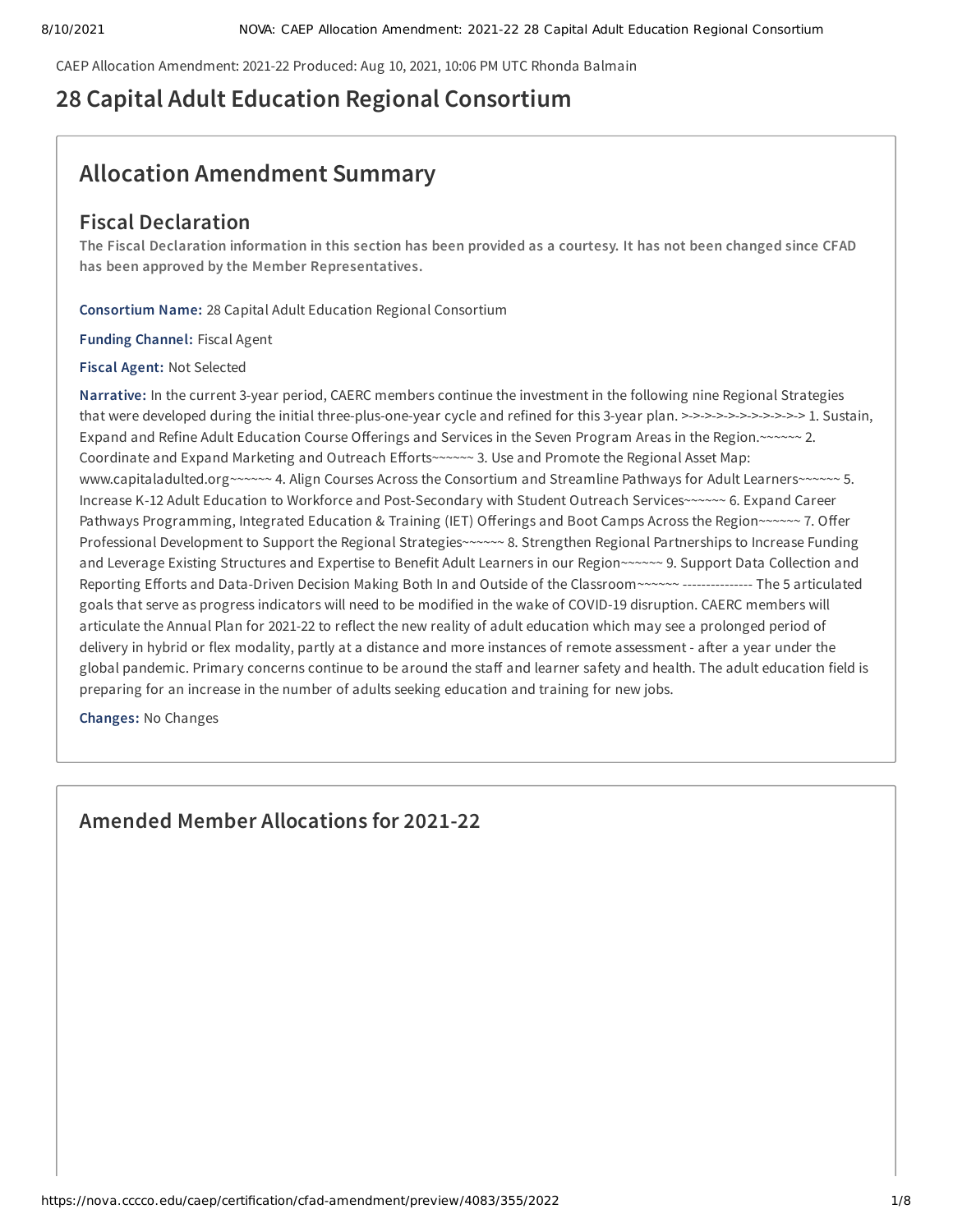CAEP Allocation Amendment: 2021-22 Produced: Aug 10, 2021, 10:06 PM UTC Rhonda Balmain

# 28 Capital Adult Education Regional Consortium

## Allocation Amendment Summary

### Fiscal Declaration

**The Fiscal Declaration information in this section has been provided as a courtesy. It has not been changed since CFAD has been approved by the Member Representatives.**

**Consortium Name:** 28 Capital Adult Education Regional Consortium

**Funding Channel:** Fiscal Agent

**Fiscal Agent:** Not Selected

**Narrative:** In the current 3-year period, CAERC members continue the investment in the following nine Regional Strategies that were developed during the initial three-plus-one-year cycle and refined for this 3-year plan. >->->->->->->->->->->-> 1. Sustain, Expand and Refine Adult Education Course Offerings and Services in the Seven Program Areas in the Region.~~~~~~ 2. Coordinate and Expand Marketing and Outreach Efforts~~~~~~ 3. Use and Promote the Regional Asset Map: www.capitaladulted.org~~~~~~ 4. Align Courses Across the Consortium and Streamline Pathways for Adult Learners~~~~~~ 5. Increase K-12 Adult Education to Workforce and Post-Secondary with Student Outreach Services~~~~~~ 6. Expand Career Pathways Programming, Integrated Education & Training (IET) Offerings and Boot Camps Across the Region~~~~~~ 7. Offer Professional Development to Support the Regional Strategies~~~~~~ 8. Strengthen Regional Partnerships to Increase Funding and Leverage Existing Structures and Expertise to Benefit Adult Learners in our Region~~~~~~ 9. Support Data Collection and Reporting Efforts and Data-Driven Decision Making Both In and Outside of the Classroom~~~~~~ --------------- The 5 articulated goals that serve as progress indicators will need to be modified in the wake of COVID-19 disruption. CAERC members will articulate the Annual Plan for 2021-22 to reflect the new reality of adult education which may see a prolonged period of delivery in hybrid or flex modality, partly at a distance and more instances of remote assessment - after a year under the global pandemic. Primary concerns continue to be around the staff and learner safety and health. The adult education field is preparing for an increase in the number of adults seeking education and training for new jobs.

**Changes:** No Changes

## Amended Member Allocations for 2021-22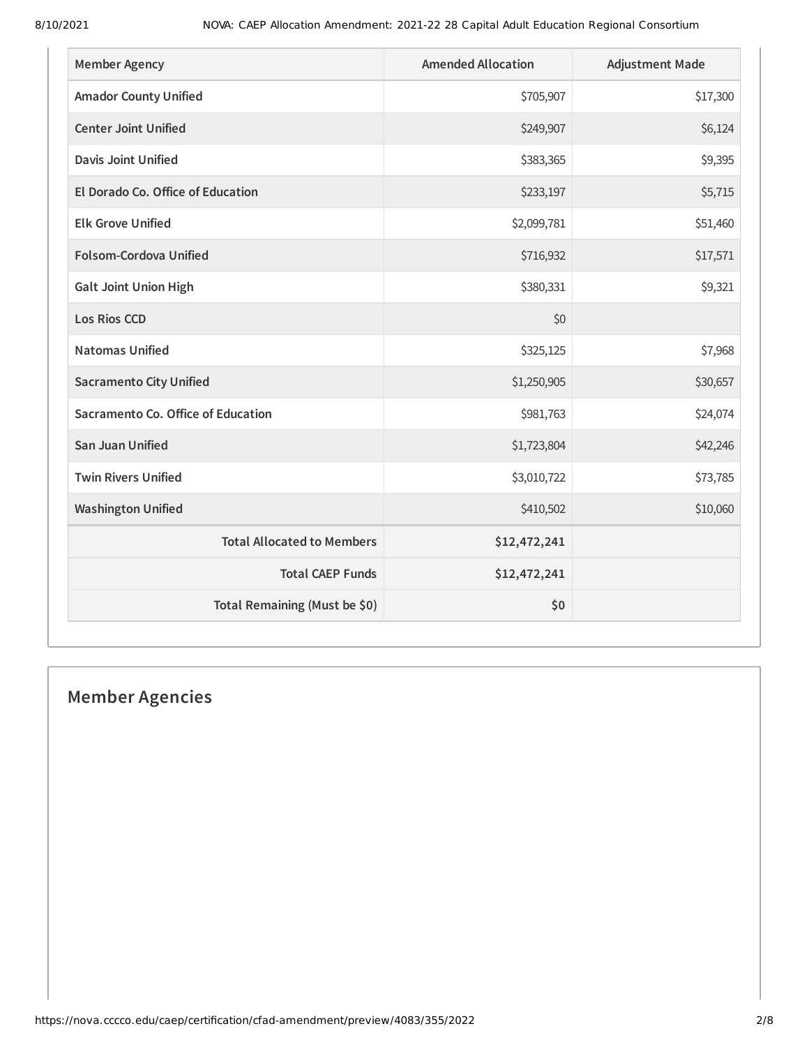| Member Agency | Amended Allocation | Adjustment Made |
| --- | --- | --- |
| **Amador County Unified** | $705,907 | $17,300 |
| **Center Joint Unified** | $249,907 | $6,124 |
| **Davis Joint Unified** | $383,365 | $9,395 |
| **El Dorado Co. Office of Education** | $233,197 | $5,715 |
| **Elk Grove Unified** | $2,099,781 | $51,460 |
| **Folsom-Cordova Unified** | $716,932 | $17,571 |
| **Galt Joint Union High** | $380,331 | $9,321 |
| **Los Rios CCD** | $0 | |
| **Natomas Unified** | $325,125 | $7,968 |
| **Sacramento City Unified** | $1,250,905 | $30,657 |
| **Sacramento Co. Office of Education** | $981,763 | $24,074 |
| **San Juan Unified** | $1,723,804 | $42,246 |
| **Twin Rivers Unified** | $3,010,722 | $73,785 |
| **Washington Unified** | $410,502 | $10,060 |
| **Total Allocated to Members** | **$12,472,241** | |
| **Total CAEP Funds** | **$12,472,241** | |
| **Total Remaining (Must be $0)** | **$0** | |

## Member Agencies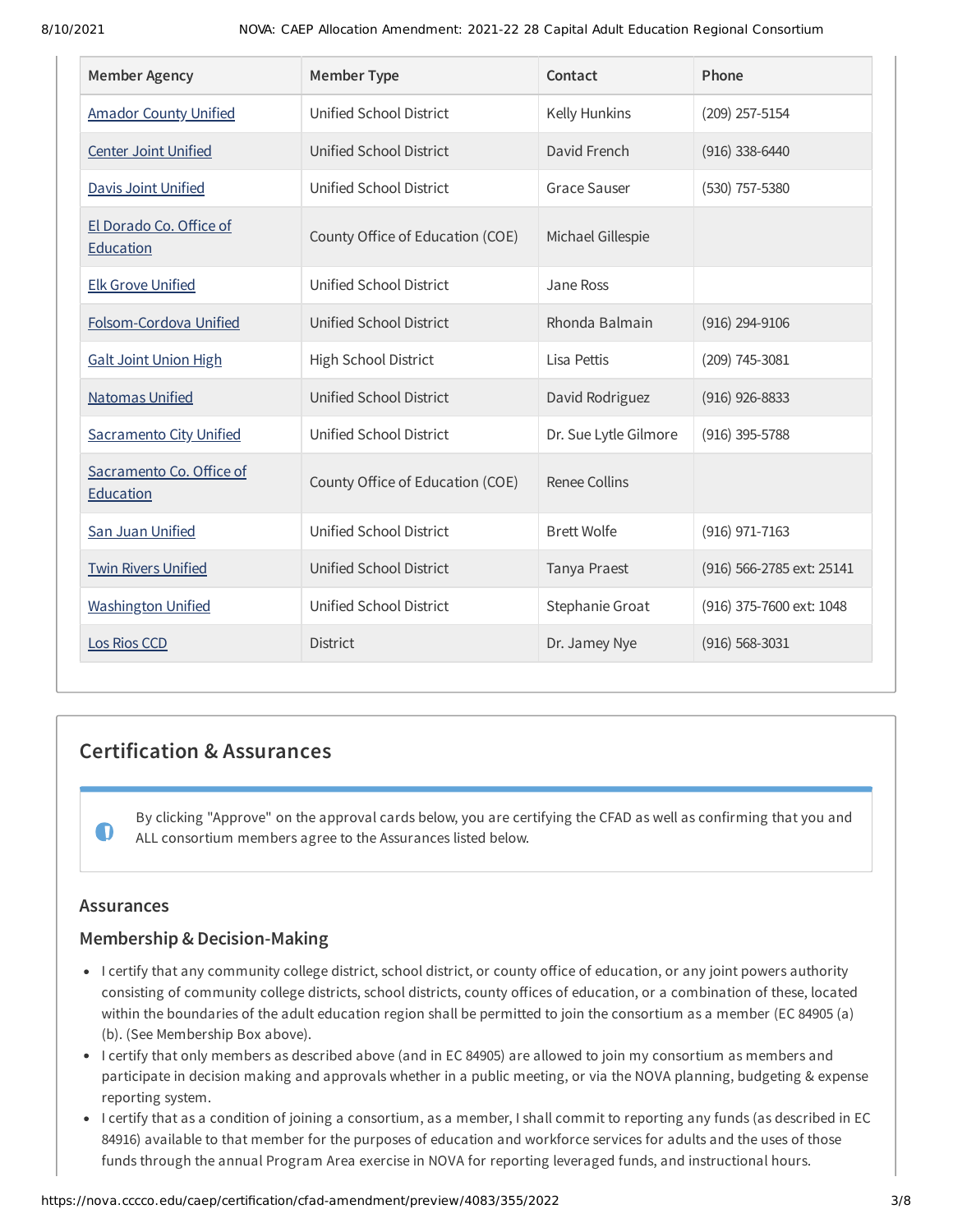| Member Agency | Member Type | Contact | Phone |
| --- | --- | --- | --- |
| Amador County Unified | Unified School District | Kelly Hunkins | (209) 257-5154 |
| Center Joint Unified | Unified School District | David French | (916) 338-6440 |
| Davis Joint Unified | Unified School District | Grace Sauser | (530) 757-5380 |
| El Dorado Co. Office of Education | County Office of Education (COE) | Michael Gillespie | |
| Elk Grove Unified | Unified School District | Jane Ross | |
| Folsom-Cordova Unified | Unified School District | Rhonda Balmain | (916) 294-9106 |
| Galt Joint Union High | High School District | Lisa Pettis | (209) 745-3081 |
| Natomas Unified | Unified School District | David Rodriguez | (916) 926-8833 |
| Sacramento City Unified | Unified School District | Dr. Sue Lytle Gilmore | (916) 395-5788 |
| Sacramento Co. Office of Education | County Office of Education (COE) | Renee Collins | |
| San Juan Unified | Unified School District | Brett Wolfe | (916) 971-7163 |
| Twin Rivers Unified | Unified School District | Tanya Praest | (916) 566-2785 ext: 25141 |
| Washington Unified | Unified School District | Stephanie Groat | (916) 375-7600 ext: 1048 |
| Los Rios CCD | District | Dr. Jamey Nye | (916) 568-3031 |

## Certification & Assurances

By clicking "Approve" on the approval cards below, you are certifying the CFAD as well as confirming that you and ALL consortium members agree to the Assurances listed below.

### Assurances

### Membership & Decision-Making

- I certify that any community college district, school district, or county office of education, or any joint powers authority consisting of community college districts, school districts, county offices of education, or a combination of these, located within the boundaries of the adult education region shall be permitted to join the consortium as a member (EC 84905 (a) (b). (See Membership Box above).
- I certify that only members as described above (and in EC 84905) are allowed to join my consortium as members and participate in decision making and approvals whether in a public meeting, or via the NOVA planning, budgeting & expense reporting system.
- I certify that as a condition of joining a consortium, as a member, I shall commit to reporting any funds (as described in EC 84916) available to that member for the purposes of education and workforce services for adults and the uses of those funds through the annual Program Area exercise in NOVA for reporting leveraged funds, and instructional hours.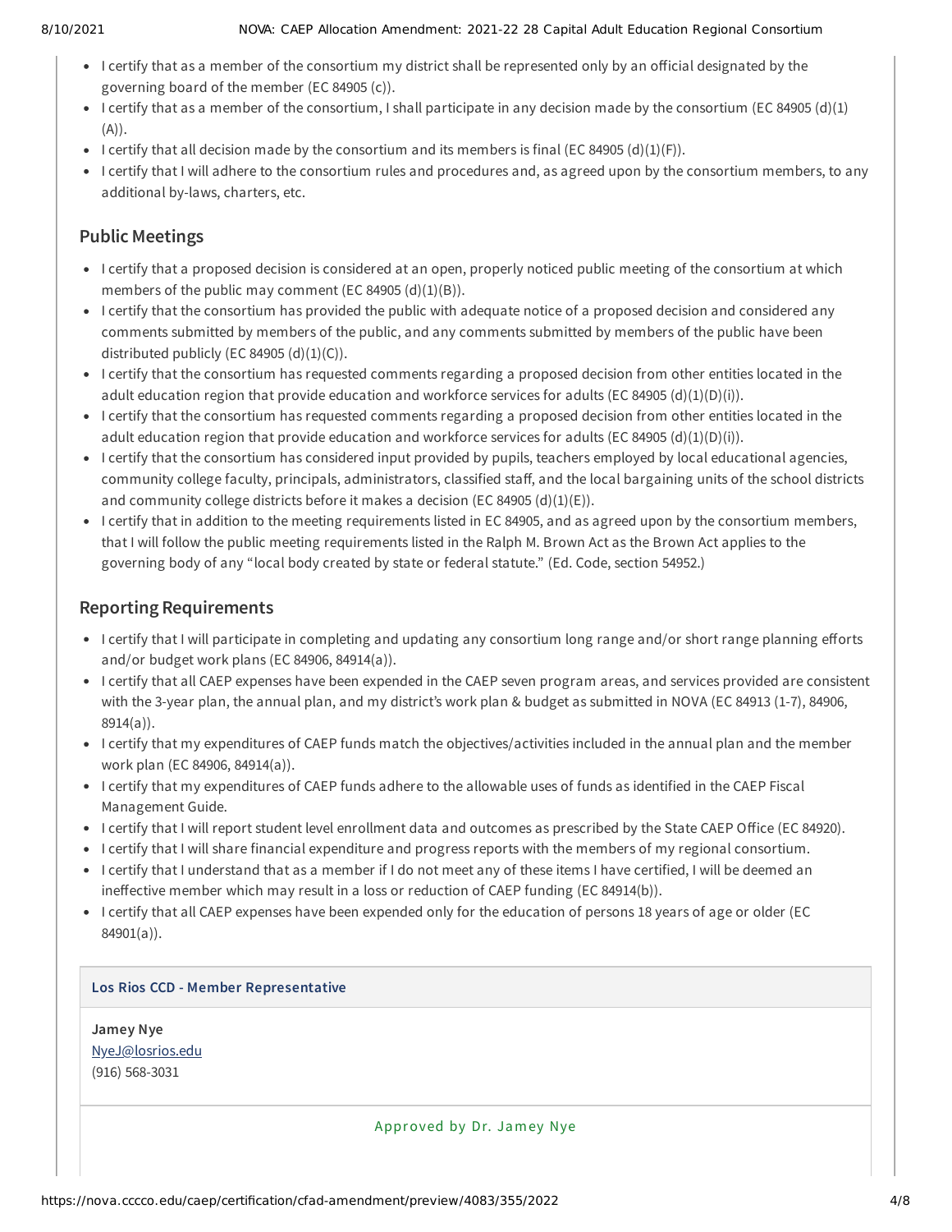- I certify that as a member of the consortium my district shall be represented only by an official designated by the governing board of the member (EC 84905 (c)).
- I certify that as a member of the consortium, I shall participate in any decision made by the consortium (EC 84905 (d)(1)(A)).
- I certify that all decision made by the consortium and its members is final (EC 84905 (d)(1)(F)).
- I certify that I will adhere to the consortium rules and procedures and, as agreed upon by the consortium members, to any additional by-laws, charters, etc.

## Public Meetings

- I certify that a proposed decision is considered at an open, properly noticed public meeting of the consortium at which members of the public may comment (EC 84905 (d)(1)(B)).
- I certify that the consortium has provided the public with adequate notice of a proposed decision and considered any comments submitted by members of the public, and any comments submitted by members of the public have been distributed publicly (EC 84905 (d)(1)(C)).
- I certify that the consortium has requested comments regarding a proposed decision from other entities located in the adult education region that provide education and workforce services for adults (EC 84905 (d)(1)(D)(i)).
- I certify that the consortium has requested comments regarding a proposed decision from other entities located in the adult education region that provide education and workforce services for adults (EC 84905 (d)(1)(D)(i)).
- I certify that the consortium has considered input provided by pupils, teachers employed by local educational agencies, community college faculty, principals, administrators, classified staff, and the local bargaining units of the school districts and community college districts before it makes a decision (EC 84905 (d)(1)(E)).
- I certify that in addition to the meeting requirements listed in EC 84905, and as agreed upon by the consortium members, that I will follow the public meeting requirements listed in the Ralph M. Brown Act as the Brown Act applies to the governing body of any "local body created by state or federal statute." (Ed. Code, section 54952.)

## Reporting Requirements

- I certify that I will participate in completing and updating any consortium long range and/or short range planning efforts and/or budget work plans (EC 84906, 84914(a)).
- I certify that all CAEP expenses have been expended in the CAEP seven program areas, and services provided are consistent with the 3-year plan, the annual plan, and my district's work plan & budget as submitted in NOVA (EC 84913 (1-7), 84906, 8914(a)).
- I certify that my expenditures of CAEP funds match the objectives/activities included in the annual plan and the member work plan (EC 84906, 84914(a)).
- I certify that my expenditures of CAEP funds adhere to the allowable uses of funds as identified in the CAEP Fiscal Management Guide.
- I certify that I will report student level enrollment data and outcomes as prescribed by the State CAEP Office (EC 84920).
- I certify that I will share financial expenditure and progress reports with the members of my regional consortium.
- I certify that I understand that as a member if I do not meet any of these items I have certified, I will be deemed an ineffective member which may result in a loss or reduction of CAEP funding (EC 84914(b)).
- I certify that all CAEP expenses have been expended only for the education of persons 18 years of age or older (EC 84901(a)).

**Los Rios CCD - Member Representative**

**Jamey Nye**
NyeJ@losrios.edu
(916) 568-3031

Approved by Dr. Jamey Nye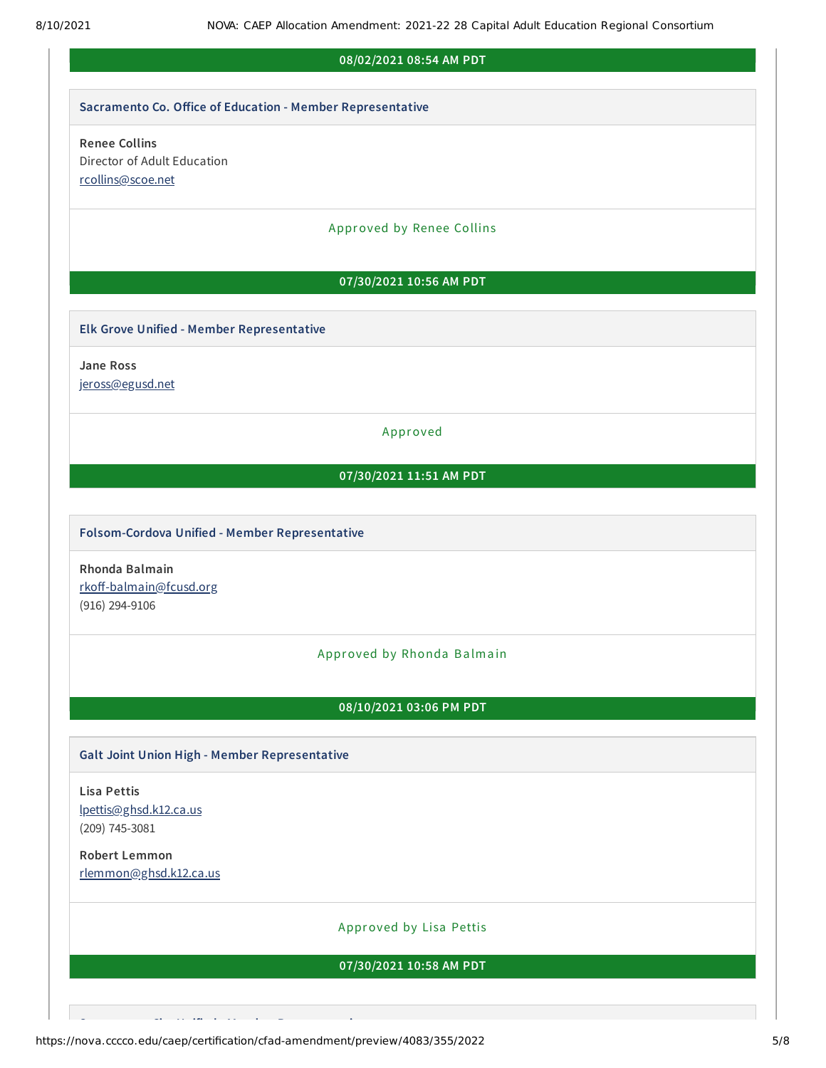**08/02/2021 08:54 AM PDT**

**Sacramento Co. Office of Education - Member Representative**

**Renee Collins**
Director of Adult Education
rcollins@scoe.net

Approved by Renee Collins

**07/30/2021 10:56 AM PDT**

**Elk Grove Unified - Member Representative**

**Jane Ross**
jeross@egusd.net

Approved

**07/30/2021 11:51 AM PDT**

**Folsom-Cordova Unified - Member Representative**

**Rhonda Balmain**
rkoff-balmain@fcusd.org
(916) 294-9106

Approved by Rhonda Balmain

**08/10/2021 03:06 PM PDT**

**Galt Joint Union High - Member Representative**

**Lisa Pettis**
lpettis@ghsd.k12.ca.us
(209) 745-3081

**Robert Lemmon**
rlemmon@ghsd.k12.ca.us

Approved by Lisa Pettis

**07/30/2021 10:58 AM PDT**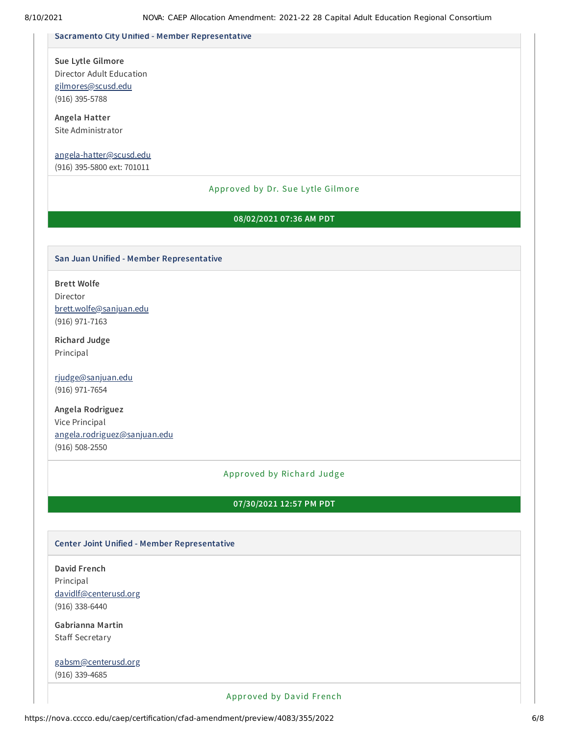### Sacramento City Unified - Member Representative

**Sue Lytle Gilmore**
Director Adult Education
gilmores@scusd.edu
(916) 395-5788

**Angela Hatter**
Site Administrator

angela-hatter@scusd.edu
(916) 395-5800 ext: 701011

Approved by Dr. Sue Lytle Gilmore

**08/02/2021 07:36 AM PDT**

### San Juan Unified - Member Representative

**Brett Wolfe**
Director
brett.wolfe@sanjuan.edu
(916) 971-7163

**Richard Judge**
Principal

rjudge@sanjuan.edu
(916) 971-7654

**Angela Rodriguez**
Vice Principal
angela.rodriguez@sanjuan.edu
(916) 508-2550

Approved by Richard Judge

**07/30/2021 12:57 PM PDT**

### Center Joint Unified - Member Representative

**David French**
Principal
davidlf@centerusd.org
(916) 338-6440

**Gabrianna Martin**
Staff Secretary

gabsm@centerusd.org
(916) 339-4685

Approved by David French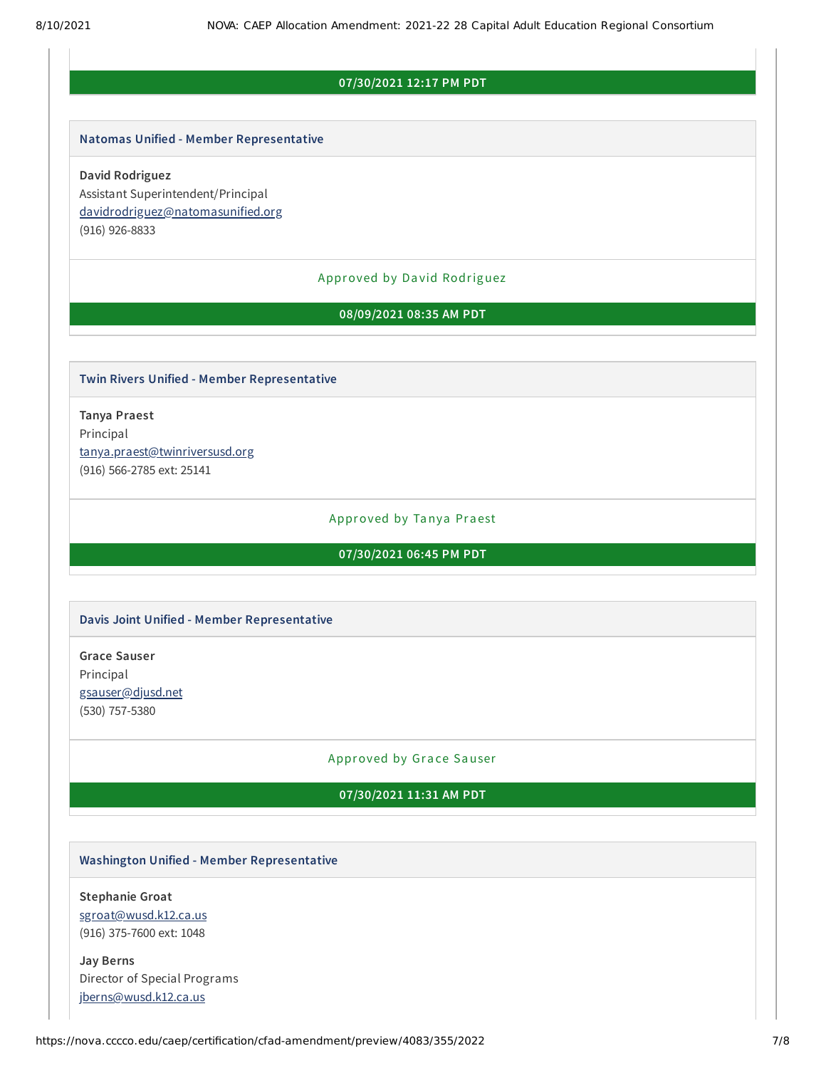**07/30/2021 12:17 PM PDT**

### Natomas Unified - Member Representative

**David Rodriguez**
Assistant Superintendent/Principal
davidrodriguez@natomasunified.org
(916) 926-8833

Approved by David Rodriguez

**08/09/2021 08:35 AM PDT**

### Twin Rivers Unified - Member Representative

**Tanya Praest**
Principal
tanya.praest@twinriversusd.org
(916) 566-2785 ext: 25141

Approved by Tanya Praest

**07/30/2021 06:45 PM PDT**

### Davis Joint Unified - Member Representative

**Grace Sauser**
Principal
gsauser@djusd.net
(530) 757-5380

Approved by Grace Sauser

**07/30/2021 11:31 AM PDT**

### Washington Unified - Member Representative

**Stephanie Groat**
sgroat@wusd.k12.ca.us
(916) 375-7600 ext: 1048

**Jay Berns**
Director of Special Programs
jberns@wusd.k12.ca.us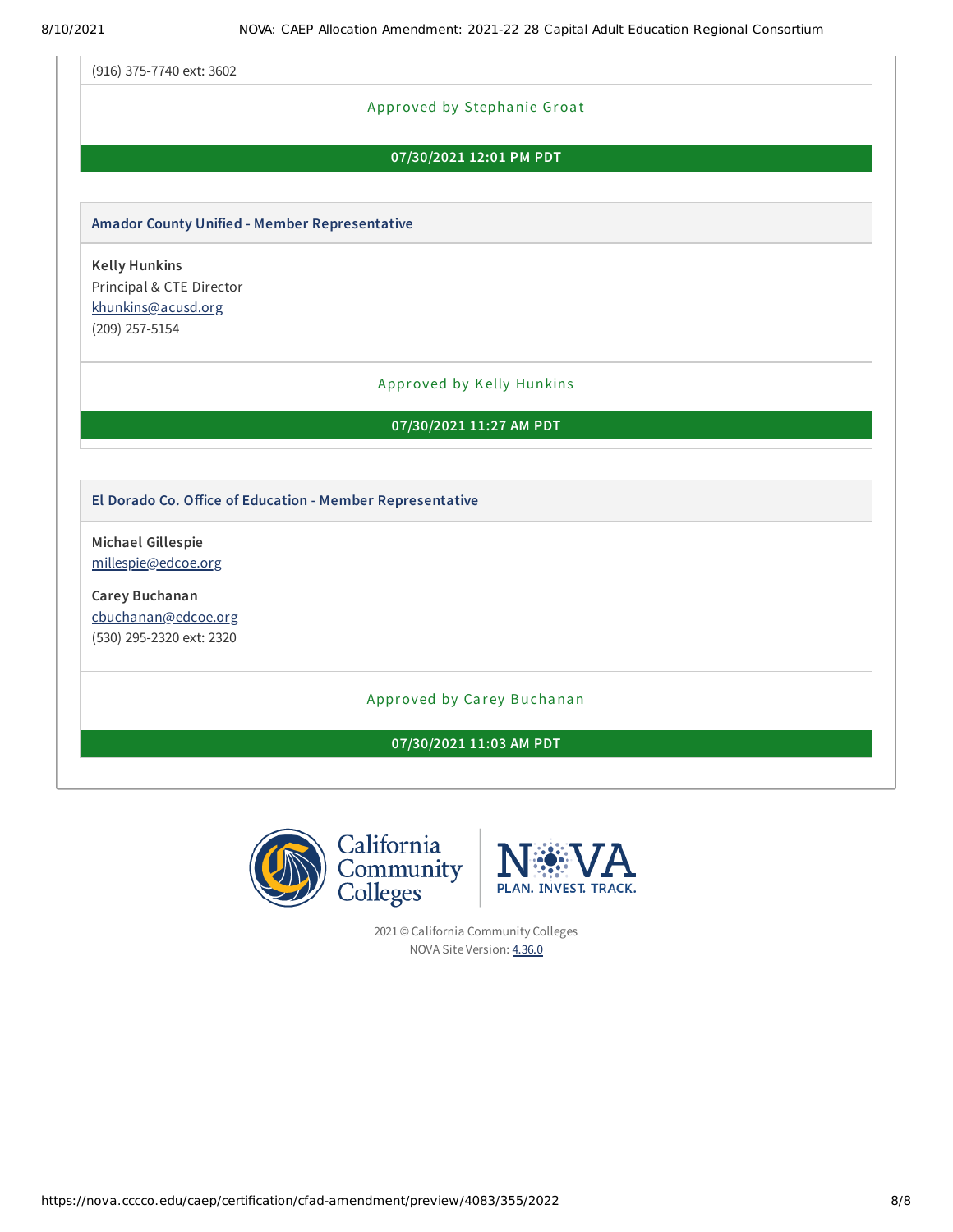(916) 375-7740 ext: 3602

Approved by Stephanie Groat

**07/30/2021 12:01 PM PDT**

**Amador County Unified - Member Representative**

**Kelly Hunkins**
Principal & CTE Director
khunkins@acusd.org
(209) 257-5154

Approved by Kelly Hunkins

**07/30/2021 11:27 AM PDT**

**El Dorado Co. Office of Education - Member Representative**

**Michael Gillespie**
millespie@edcoe.org

**Carey Buchanan**
cbuchanan@edcoe.org
(530) 295-2320 ext: 2320

Approved by Carey Buchanan

**07/30/2021 11:03 AM PDT**

California Community Colleges

NOVA PLAN. INVEST. TRACK.

2021 © California Community Colleges
NOVA Site Version: 4.36.0